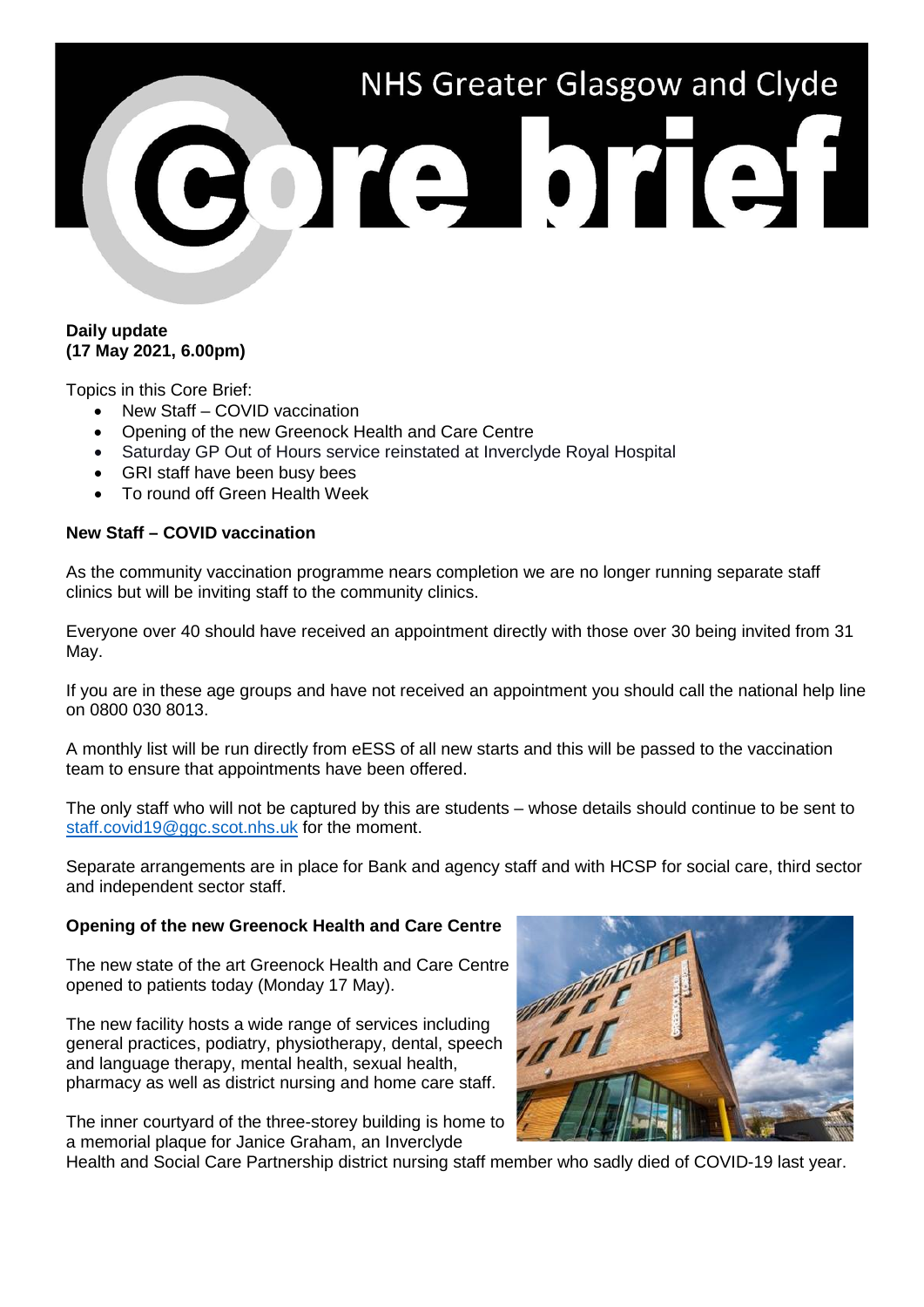# NHS Greater Glasgow and Clyde Core brief

**Daily update**
**(17 May 2021, 6.00pm)**

Topics in this Core Brief:

- New Staff – COVID vaccination
- Opening of the new Greenock Health and Care Centre
- Saturday GP Out of Hours service reinstated at Inverclyde Royal Hospital
- GRI staff have been busy bees
- To round off Green Health Week

## New Staff – COVID vaccination

As the community vaccination programme nears completion we are no longer running separate staff clinics but will be inviting staff to the community clinics.

Everyone over 40 should have received an appointment directly with those over 30 being invited from 31 May.

If you are in these age groups and have not received an appointment you should call the national help line on 0800 030 8013.

A monthly list will be run directly from eESS of all new starts and this will be passed to the vaccination team to ensure that appointments have been offered.

The only staff who will not be captured by this are students – whose details should continue to be sent to staff.covid19@ggc.scot.nhs.uk for the moment.

Separate arrangements are in place for Bank and agency staff and with HCSP for social care, third sector and independent sector staff.

## Opening of the new Greenock Health and Care Centre

The new state of the art Greenock Health and Care Centre opened to patients today (Monday 17 May).

The new facility hosts a wide range of services including general practices, podiatry, physiotherapy, dental, speech and language therapy, mental health, sexual health, pharmacy as well as district nursing and home care staff.

The inner courtyard of the three-storey building is home to a memorial plaque for Janice Graham, an Inverclyde Health and Social Care Partnership district nursing staff member who sadly died of COVID-19 last year.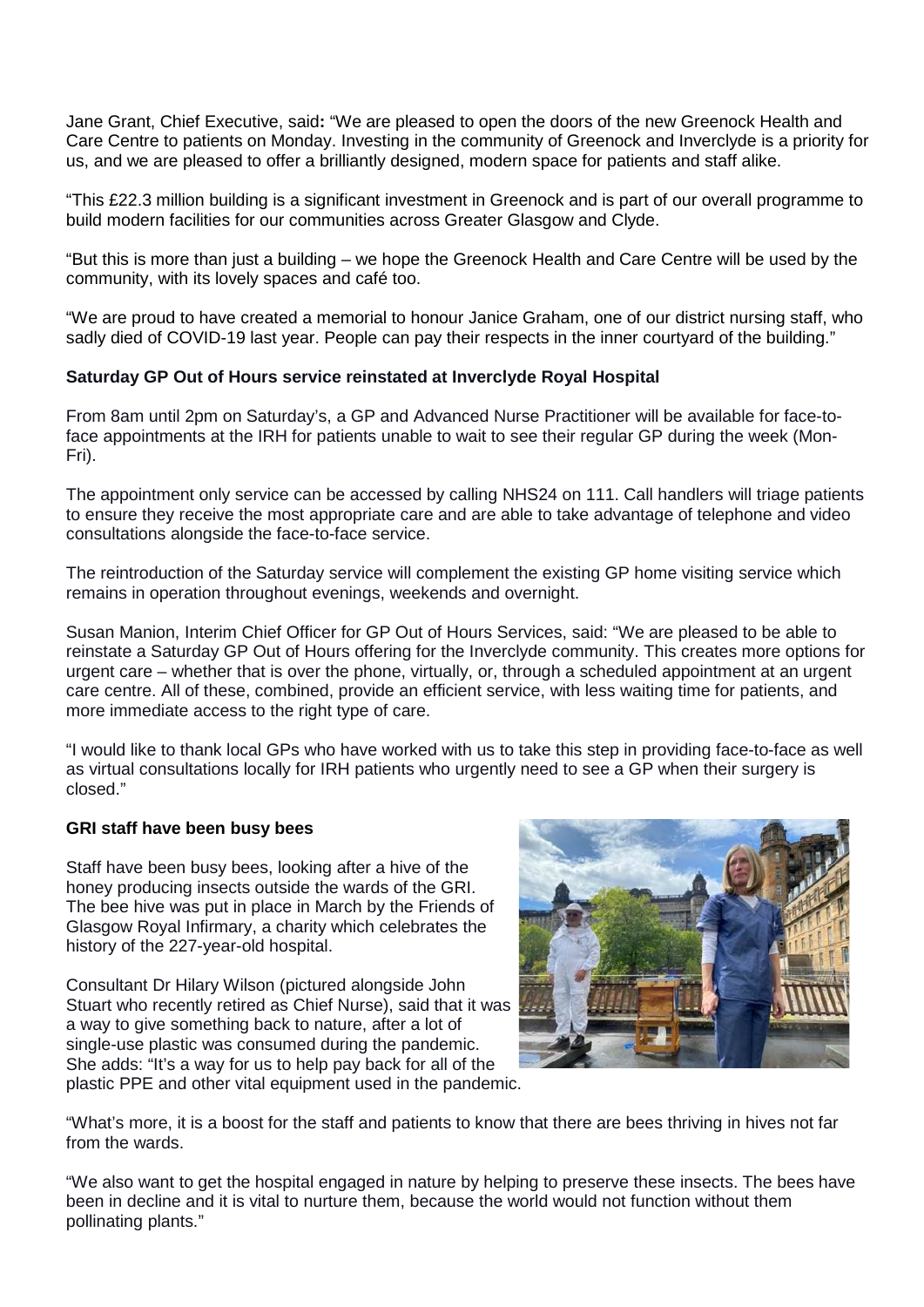Jane Grant, Chief Executive, said**:** "We are pleased to open the doors of the new Greenock Health and Care Centre to patients on Monday. Investing in the community of Greenock and Inverclyde is a priority for us, and we are pleased to offer a brilliantly designed, modern space for patients and staff alike.

"This £22.3 million building is a significant investment in Greenock and is part of our overall programme to build modern facilities for our communities across Greater Glasgow and Clyde.

"But this is more than just a building – we hope the Greenock Health and Care Centre will be used by the community, with its lovely spaces and café too.

"We are proud to have created a memorial to honour Janice Graham, one of our district nursing staff, who sadly died of COVID-19 last year. People can pay their respects in the inner courtyard of the building."

**Saturday GP Out of Hours service reinstated at Inverclyde Royal Hospital**

From 8am until 2pm on Saturday's, a GP and Advanced Nurse Practitioner will be available for face-to-face appointments at the IRH for patients unable to wait to see their regular GP during the week (Mon-Fri).

The appointment only service can be accessed by calling NHS24 on 111. Call handlers will triage patients to ensure they receive the most appropriate care and are able to take advantage of telephone and video consultations alongside the face-to-face service.

The reintroduction of the Saturday service will complement the existing GP home visiting service which remains in operation throughout evenings, weekends and overnight.

Susan Manion, Interim Chief Officer for GP Out of Hours Services, said: "We are pleased to be able to reinstate a Saturday GP Out of Hours offering for the Inverclyde community. This creates more options for urgent care – whether that is over the phone, virtually, or, through a scheduled appointment at an urgent care centre. All of these, combined, provide an efficient service, with less waiting time for patients, and more immediate access to the right type of care.

"I would like to thank local GPs who have worked with us to take this step in providing face-to-face as well as virtual consultations locally for IRH patients who urgently need to see a GP when their surgery is closed."

**GRI staff have been busy bees**

Staff have been busy bees, looking after a hive of the honey producing insects outside the wards of the GRI. The bee hive was put in place in March by the Friends of Glasgow Royal Infirmary, a charity which celebrates the history of the 227-year-old hospital.

Consultant Dr Hilary Wilson (pictured alongside John Stuart who recently retired as Chief Nurse), said that it was a way to give something back to nature, after a lot of single-use plastic was consumed during the pandemic. She adds: "It's a way for us to help pay back for all of the plastic PPE and other vital equipment used in the pandemic.

"What's more, it is a boost for the staff and patients to know that there are bees thriving in hives not far from the wards.

"We also want to get the hospital engaged in nature by helping to preserve these insects. The bees have been in decline and it is vital to nurture them, because the world would not function without them pollinating plants."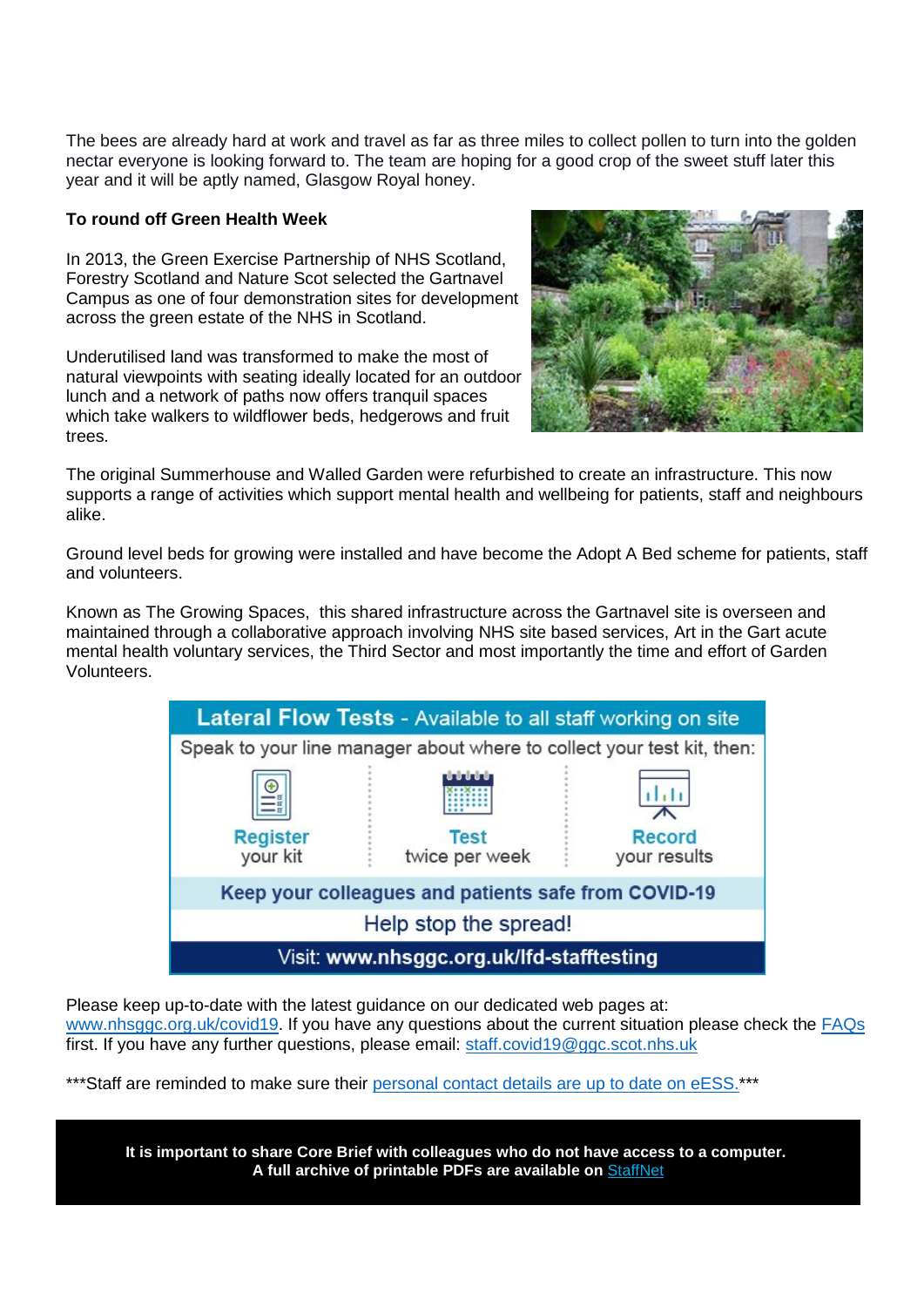The bees are already hard at work and travel as far as three miles to collect pollen to turn into the golden nectar everyone is looking forward to. The team are hoping for a good crop of the sweet stuff later this year and it will be aptly named, Glasgow Royal honey.

**To round off Green Health Week**

In 2013, the Green Exercise Partnership of NHS Scotland, Forestry Scotland and Nature Scot selected the Gartnavel Campus as one of four demonstration sites for development across the green estate of the NHS in Scotland.

Underutilised land was transformed to make the most of natural viewpoints with seating ideally located for an outdoor lunch and a network of paths now offers tranquil spaces which take walkers to wildflower beds, hedgerows and fruit trees.

The original Summerhouse and Walled Garden were refurbished to create an infrastructure. This now supports a range of activities which support mental health and wellbeing for patients, staff and neighbours alike.

Ground level beds for growing were installed and have become the Adopt A Bed scheme for patients, staff and volunteers.

Known as The Growing Spaces, this shared infrastructure across the Gartnavel site is overseen and maintained through a collaborative approach involving NHS site based services, Art in the Gart acute mental health voluntary services, the Third Sector and most importantly the time and effort of Garden Volunteers.

**Lateral Flow Tests** - Available to all staff working on site

Speak to your line manager about where to collect your test kit, then:

**Register** your kit

**Test** twice per week

**Record** your results

**Keep your colleagues and patients safe from COVID-19**

Help stop the spread!

Visit: **www.nhsggc.org.uk/lfd-stafftesting**

Please keep up-to-date with the latest guidance on our dedicated web pages at: www.nhsggc.org.uk/covid19. If you have any questions about the current situation please check the FAQs first. If you have any further questions, please email: staff.covid19@ggc.scot.nhs.uk

***Staff are reminded to make sure their personal contact details are up to date on eESS.***

**It is important to share Core Brief with colleagues who do not have access to a computer.**
**A full archive of printable PDFs are available on StaffNet**